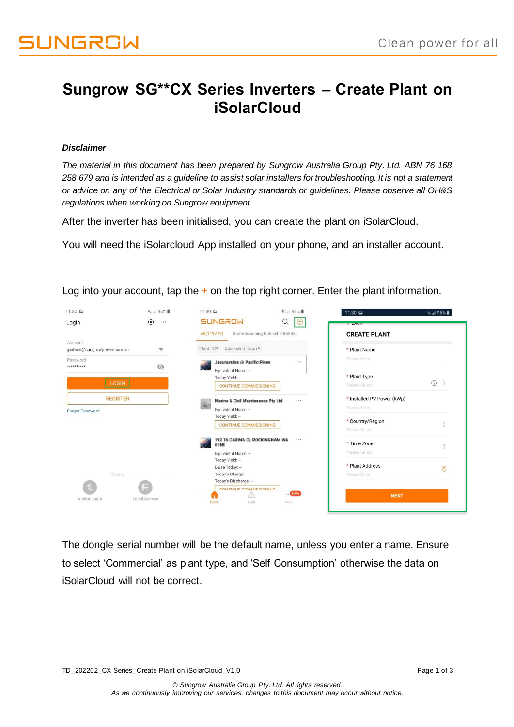# Sungrow SG**CX Series Inverters – Create Plant on iSolarCloud

***Disclaimer***

*The material in this document has been prepared by Sungrow Australia Group Pty. Ltd. ABN 76 168 258 679 and is intended as a guideline to assist solar installers for troubleshooting. It is not a statement or advice on any of the Electrical or Solar Industry standards or guidelines. Please observe all OH&S regulations when working on Sungrow equipment.*

After the inverter has been initialised, you can create the plant on iSolarCloud.

You will need the iSolarcloud App installed on your phone, and an installer account.

Log into your account, tap the + on the top right corner. Enter the plant information.

The dongle serial number will be the default name, unless you enter a name. Ensure to select 'Commercial' as plant type, and 'Self Consumption' otherwise the data on iSolarCloud will not be correct.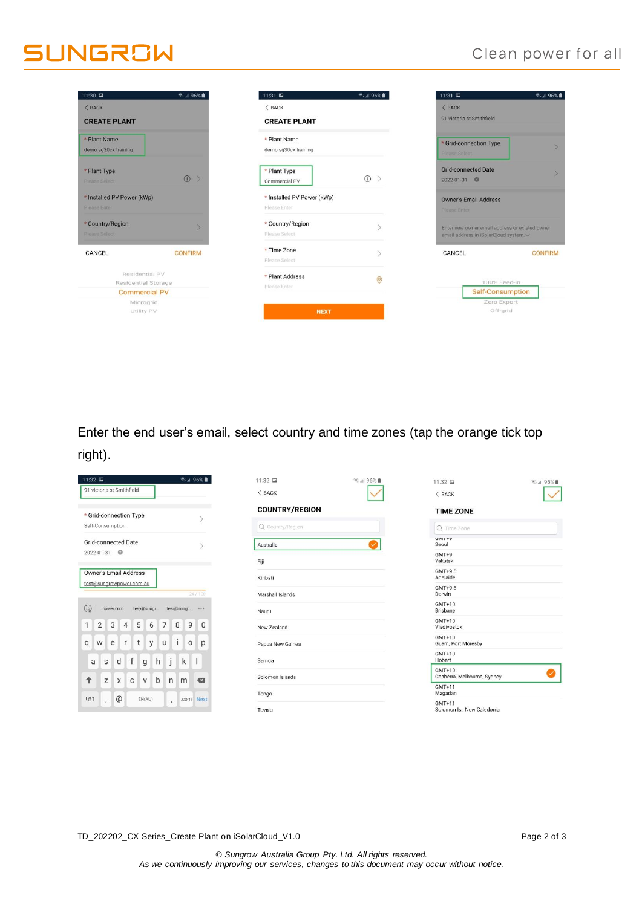Enter the end user's email, select country and time zones (tap the orange tick top right).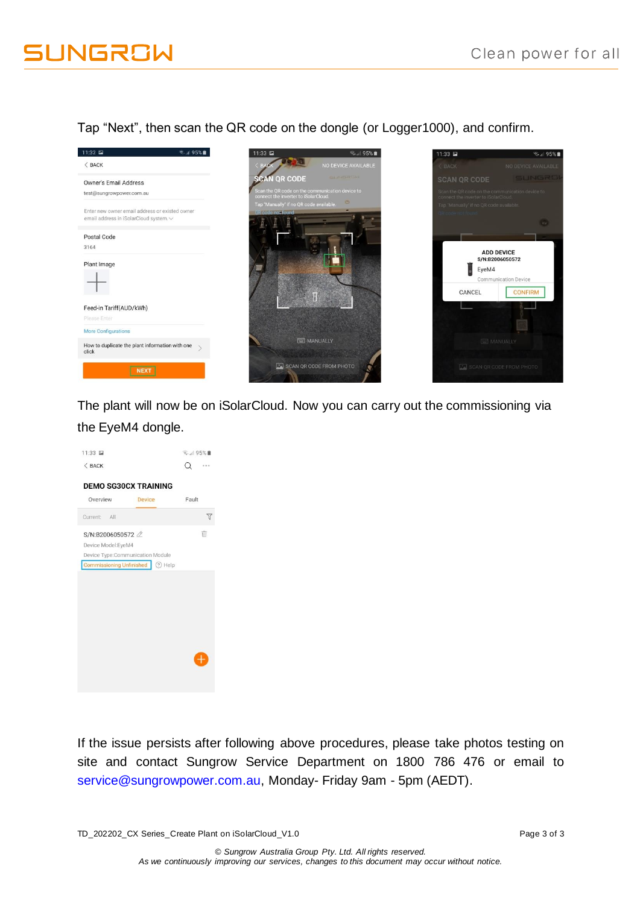Tap “Next”, then scan the QR code on the dongle (or Logger1000), and confirm.

The plant will now be on iSolarCloud. Now you can carry out the commissioning via the EyeM4 dongle.

If the issue persists after following above procedures, please take photos testing on site and contact Sungrow Service Department on 1800 786 476 or email to service@sungrowpower.com.au, Monday- Friday 9am - 5pm (AEDT).

TD_202202_CX Series_Create Plant on iSolarCloud_V1.0

*© Sungrow Australia Group Pty. Ltd. All rights reserved.*
*As we continuously improving our services, changes to this document may occur without notice.*